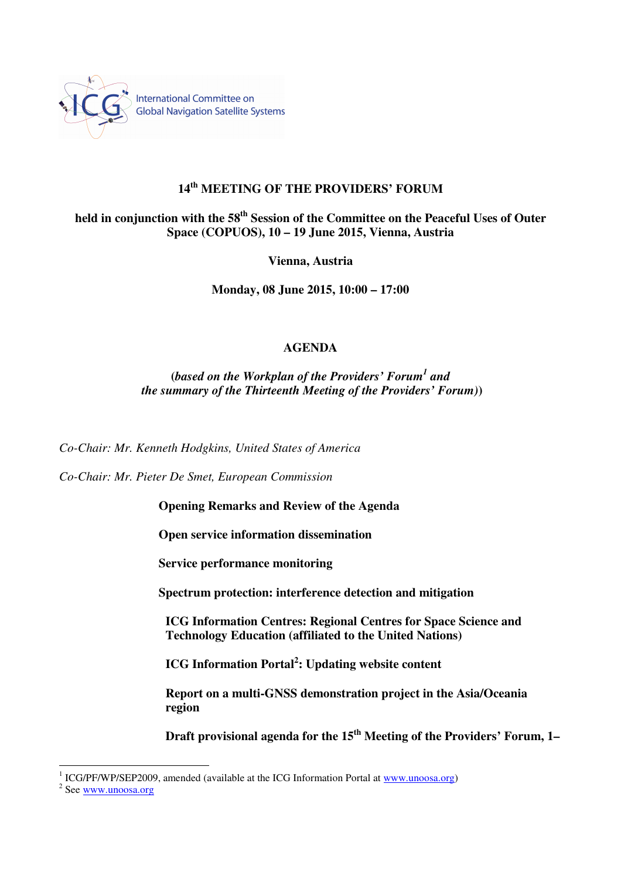International Committee on Global Navigation Satellite Systems

**14th MEETING OF THE PROVIDERS' FORUM**

**held in conjunction with the 58th Session of the Committee on the Peaceful Uses of Outer Space (COPUOS), 10 – 19 June 2015, Vienna, Austria**

**Vienna, Austria**

**Monday, 08 June 2015, 10:00 – 17:00**

**AGENDA**

**(*based on the Workplan of the Providers' Forum*[1] *and the summary of the Thirteenth Meeting of the Providers' Forum*))**

*Co-Chair: Mr. Kenneth Hodgkins, United States of America*

*Co-Chair: Mr. Pieter De Smet, European Commission*

**Opening Remarks and Review of the Agenda**

**Open service information dissemination**

**Service performance monitoring**

**Spectrum protection: interference detection and mitigation**

**ICG Information Centres: Regional Centres for Space Science and Technology Education (affiliated to the United Nations)**

**ICG Information Portal[2]: Updating website content**

**Report on a multi-GNSS demonstration project in the Asia/Oceania region**

**Draft provisional agenda for the 15th Meeting of the Providers' Forum, 1–**

---

[1] ICG/PF/WP/SEP2009, amended (available at the ICG Information Portal at www.unoosa.org)

[2] See www.unoosa.org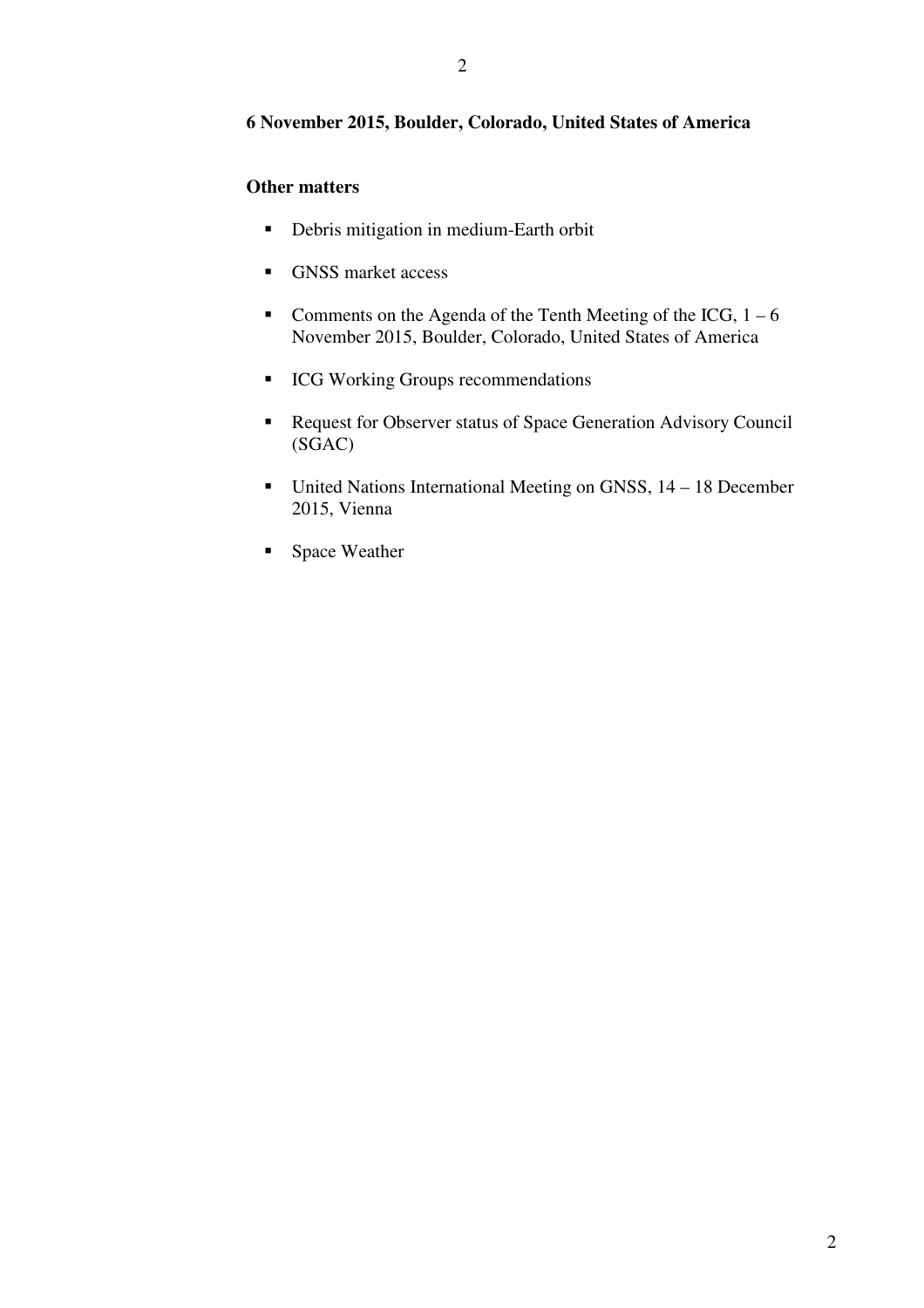**6 November 2015, Boulder, Colorado, United States of America**

**Other matters**

- Debris mitigation in medium-Earth orbit
- GNSS market access
- Comments on the Agenda of the Tenth Meeting of the ICG, 1 – 6 November 2015, Boulder, Colorado, United States of America
- ICG Working Groups recommendations
- Request for Observer status of Space Generation Advisory Council (SGAC)
- United Nations International Meeting on GNSS, 14 – 18 December 2015, Vienna
- Space Weather